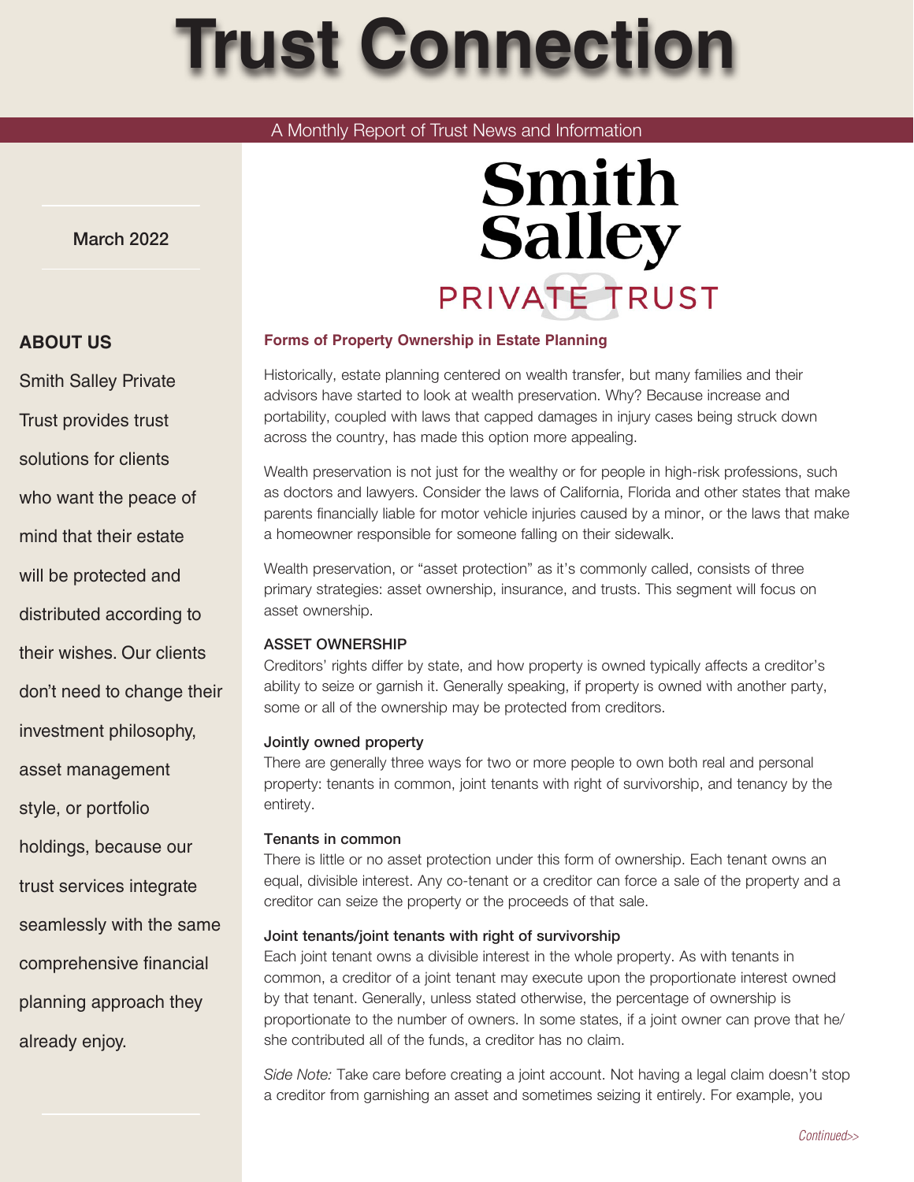# Trust Connection

A Monthly Report of Trust News and Information

March 2022

Smith Salley PRIVATE TRUST

## ABOUT US

Smith Salley Private Trust provides trust solutions for clients who want the peace of mind that their estate will be protected and distributed according to their wishes. Our clients don't need to change their investment philosophy, asset management style, or portfolio holdings, because our trust services integrate seamlessly with the same comprehensive financial planning approach they already enjoy.

## Forms of Property Ownership in Estate Planning

Historically, estate planning centered on wealth transfer, but many families and their advisors have started to look at wealth preservation. Why? Because increase and portability, coupled with laws that capped damages in injury cases being struck down across the country, has made this option more appealing.

Wealth preservation is not just for the wealthy or for people in high-risk professions, such as doctors and lawyers. Consider the laws of California, Florida and other states that make parents financially liable for motor vehicle injuries caused by a minor, or the laws that make a homeowner responsible for someone falling on their sidewalk.

Wealth preservation, or "asset protection" as it's commonly called, consists of three primary strategies: asset ownership, insurance, and trusts. This segment will focus on asset ownership.

### ASSET OWNERSHIP

Creditors' rights differ by state, and how property is owned typically affects a creditor's ability to seize or garnish it. Generally speaking, if property is owned with another party, some or all of the ownership may be protected from creditors.

#### Jointly owned property

There are generally three ways for two or more people to own both real and personal property: tenants in common, joint tenants with right of survivorship, and tenancy by the entirety.

#### Tenants in common

There is little or no asset protection under this form of ownership. Each tenant owns an equal, divisible interest. Any co-tenant or a creditor can force a sale of the property and a creditor can seize the property or the proceeds of that sale.

#### Joint tenants/joint tenants with right of survivorship

Each joint tenant owns a divisible interest in the whole property. As with tenants in common, a creditor of a joint tenant may execute upon the proportionate interest owned by that tenant. Generally, unless stated otherwise, the percentage of ownership is proportionate to the number of owners. In some states, if a joint owner can prove that he/she contributed all of the funds, a creditor has no claim.

*Side Note:* Take care before creating a joint account. Not having a legal claim doesn't stop a creditor from garnishing an asset and sometimes seizing it entirely. For example, you

*Continued>>*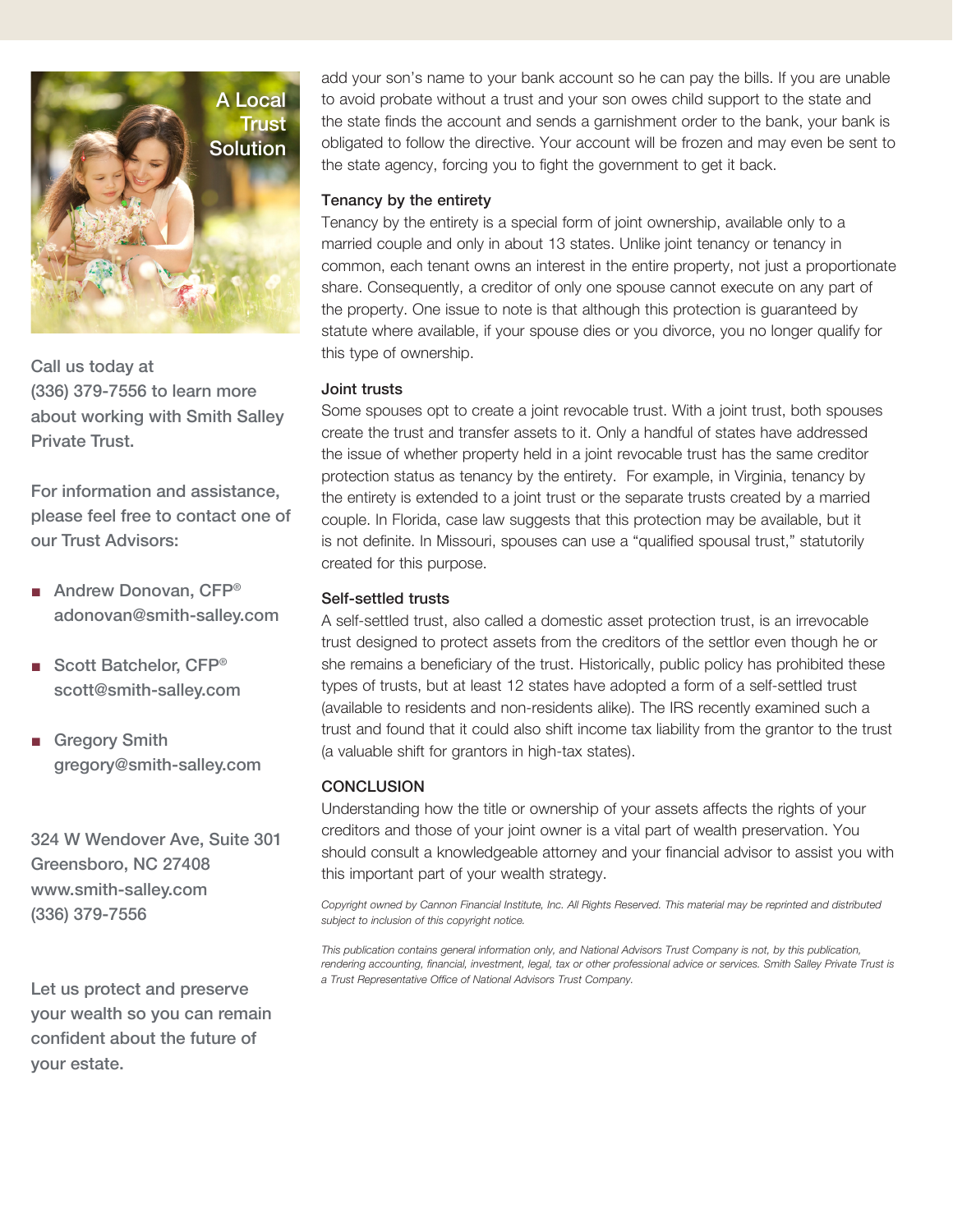add your son's name to your bank account so he can pay the bills. If you are unable to avoid probate without a trust and your son owes child support to the state and the state finds the account and sends a garnishment order to the bank, your bank is obligated to follow the directive. Your account will be frozen and may even be sent to the state agency, forcing you to fight the government to get it back.

### Tenancy by the entirety

Tenancy by the entirety is a special form of joint ownership, available only to a married couple and only in about 13 states. Unlike joint tenancy or tenancy in common, each tenant owns an interest in the entire property, not just a proportionate share. Consequently, a creditor of only one spouse cannot execute on any part of the property. One issue to note is that although this protection is guaranteed by statute where available, if your spouse dies or you divorce, you no longer qualify for this type of ownership.

### Joint trusts

Some spouses opt to create a joint revocable trust. With a joint trust, both spouses create the trust and transfer assets to it. Only a handful of states have addressed the issue of whether property held in a joint revocable trust has the same creditor protection status as tenancy by the entirety. For example, in Virginia, tenancy by the entirety is extended to a joint trust or the separate trusts created by a married couple. In Florida, case law suggests that this protection may be available, but it is not definite. In Missouri, spouses can use a "qualified spousal trust," statutorily created for this purpose.

### Self-settled trusts

A self-settled trust, also called a domestic asset protection trust, is an irrevocable trust designed to protect assets from the creditors of the settlor even though he or she remains a beneficiary of the trust. Historically, public policy has prohibited these types of trusts, but at least 12 states have adopted a form of a self-settled trust (available to residents and non-residents alike). The IRS recently examined such a trust and found that it could also shift income tax liability from the grantor to the trust (a valuable shift for grantors in high-tax states).

### CONCLUSION

Understanding how the title or ownership of your assets affects the rights of your creditors and those of your joint owner is a vital part of wealth preservation. You should consult a knowledgeable attorney and your financial advisor to assist you with this important part of your wealth strategy.

*Copyright owned by Cannon Financial Institute, Inc. All Rights Reserved. This material may be reprinted and distributed subject to inclusion of this copyright notice.*

*This publication contains general information only, and National Advisors Trust Company is not, by this publication, rendering accounting, financial, investment, legal, tax or other professional advice or services. Smith Salley Private Trust is a Trust Representative Office of National Advisors Trust Company.*

A Local Trust Solution

Call us today at (336) 379-7556 to learn more about working with Smith Salley Private Trust.

For information and assistance, please feel free to contact one of our Trust Advisors:

- Andrew Donovan, CFP®
  adonovan@smith-salley.com
- Scott Batchelor, CFP®
  scott@smith-salley.com
- Gregory Smith
  gregory@smith-salley.com

324 W Wendover Ave, Suite 301
Greensboro, NC 27408
www.smith-salley.com
(336) 379-7556

Let us protect and preserve your wealth so you can remain confident about the future of your estate.